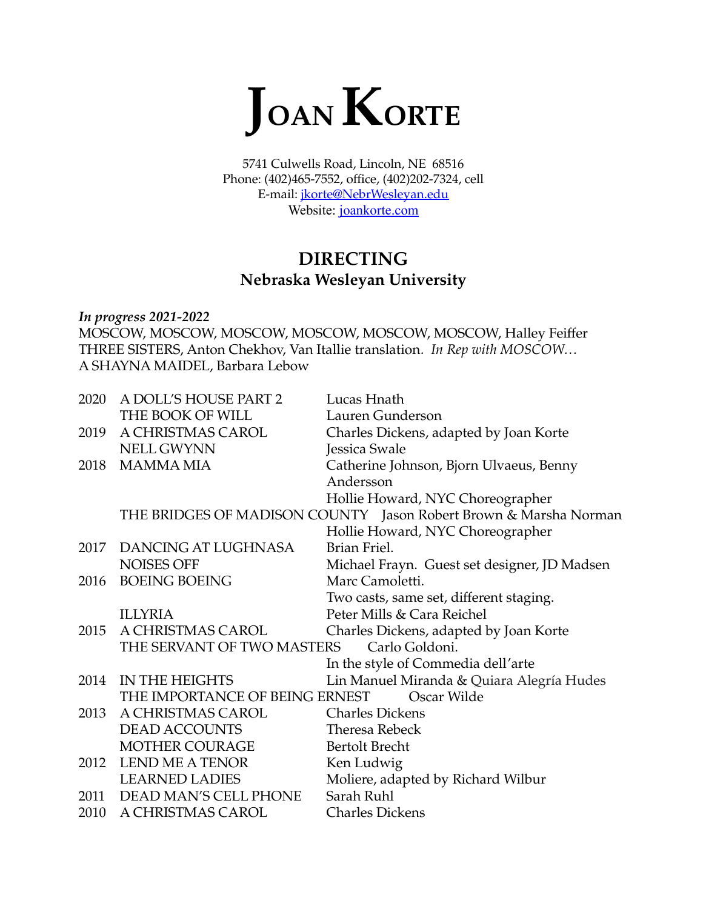# JOAN KORTE

5741 Culwells Road, Lincoln, NE 68516
Phone: (402)465-7552, office, (402)202-7324, cell
E-mail: jkorte@NebrWesleyan.edu
Website: joankorte.com

## DIRECTING

### Nebraska Wesleyan University

***In progress 2021-2022***
MOSCOW, MOSCOW, MOSCOW, MOSCOW, MOSCOW, MOSCOW, Halley Feiffer
THREE SISTERS, Anton Chekhov, Van Itallie translation. *In Rep with MOSCOW…*
A SHAYNA MAIDEL, Barbara Lebow

| | | |
|---|---|---|
| 2020 | A DOLL'S HOUSE PART 2 | Lucas Hnath |
| | THE BOOK OF WILL | Lauren Gunderson |
| 2019 | A CHRISTMAS CAROL | Charles Dickens, adapted by Joan Korte |
| | NELL GWYNN | Jessica Swale |
| 2018 | MAMMA MIA | Catherine Johnson, Bjorn Ulvaeus, Benny Andersson<br>Hollie Howard, NYC Choreographer |
| | THE BRIDGES OF MADISON COUNTY | Jason Robert Brown & Marsha Norman<br>Hollie Howard, NYC Choreographer |
| 2017 | DANCING AT LUGHNASA | Brian Friel. |
| | NOISES OFF | Michael Frayn. Guest set designer, JD Madsen |
| 2016 | BOEING BOEING | Marc Camoletti.<br>Two casts, same set, different staging. |
| | ILLYRIA | Peter Mills & Cara Reichel |
| 2015 | A CHRISTMAS CAROL | Charles Dickens, adapted by Joan Korte |
| | THE SERVANT OF TWO MASTERS | Carlo Goldoni.<br>In the style of Commedia dell'arte |
| 2014 | IN THE HEIGHTS | Lin Manuel Miranda & Quiara Alegría Hudes |
| | THE IMPORTANCE OF BEING ERNEST | Oscar Wilde |
| 2013 | A CHRISTMAS CAROL | Charles Dickens |
| | DEAD ACCOUNTS | Theresa Rebeck |
| | MOTHER COURAGE | Bertolt Brecht |
| 2012 | LEND ME A TENOR | Ken Ludwig |
| | LEARNED LADIES | Moliere, adapted by Richard Wilbur |
| 2011 | DEAD MAN'S CELL PHONE | Sarah Ruhl |
| 2010 | A CHRISTMAS CAROL | Charles Dickens |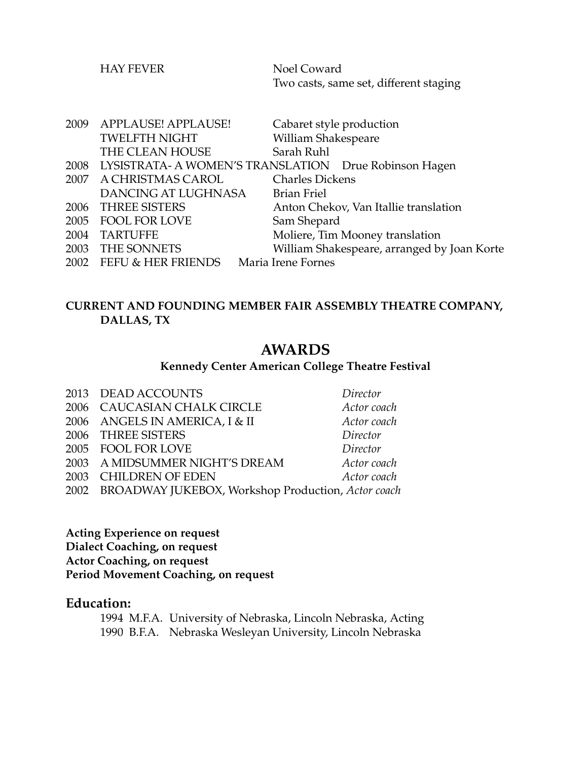| | | |
|---|---|---|
| | HAY FEVER | Noel Coward<br>Two casts, same set, different staging |
| 2009 | APPLAUSE! APPLAUSE! | Cabaret style production |
| | TWELFTH NIGHT | William Shakespeare |
| | THE CLEAN HOUSE | Sarah Ruhl |
| 2008 | LYSISTRATA- A WOMEN'S TRANSLATION | Drue Robinson Hagen |
| 2007 | A CHRISTMAS CAROL | Charles Dickens |
| | DANCING AT LUGHNASA | Brian Friel |
| 2006 | THREE SISTERS | Anton Chekov, Van Itallie translation |
| 2005 | FOOL FOR LOVE | Sam Shepard |
| 2004 | TARTUFFE | Moliere, Tim Mooney translation |
| 2003 | THE SONNETS | William Shakespeare, arranged by Joan Korte |
| 2002 | FEFU & HER FRIENDS | Maria Irene Fornes |

**CURRENT AND FOUNDING MEMBER FAIR ASSEMBLY THEATRE COMPANY, DALLAS, TX**

## AWARDS

**Kennedy Center American College Theatre Festival**

| | | |
|---|---|---|
| 2013 | DEAD ACCOUNTS | *Director* |
| 2006 | CAUCASIAN CHALK CIRCLE | *Actor coach* |
| 2006 | ANGELS IN AMERICA, I & II | *Actor coach* |
| 2006 | THREE SISTERS | *Director* |
| 2005 | FOOL FOR LOVE | *Director* |
| 2003 | A MIDSUMMER NIGHT'S DREAM | *Actor coach* |
| 2003 | CHILDREN OF EDEN | *Actor coach* |
| 2002 | BROADWAY JUKEBOX, Workshop Production, *Actor coach* | |

**Acting Experience on request**
**Dialect Coaching, on request**
**Actor Coaching, on request**
**Period Movement Coaching, on request**

## Education:

1994 M.F.A. University of Nebraska, Lincoln Nebraska, Acting
1990 B.F.A. Nebraska Wesleyan University, Lincoln Nebraska